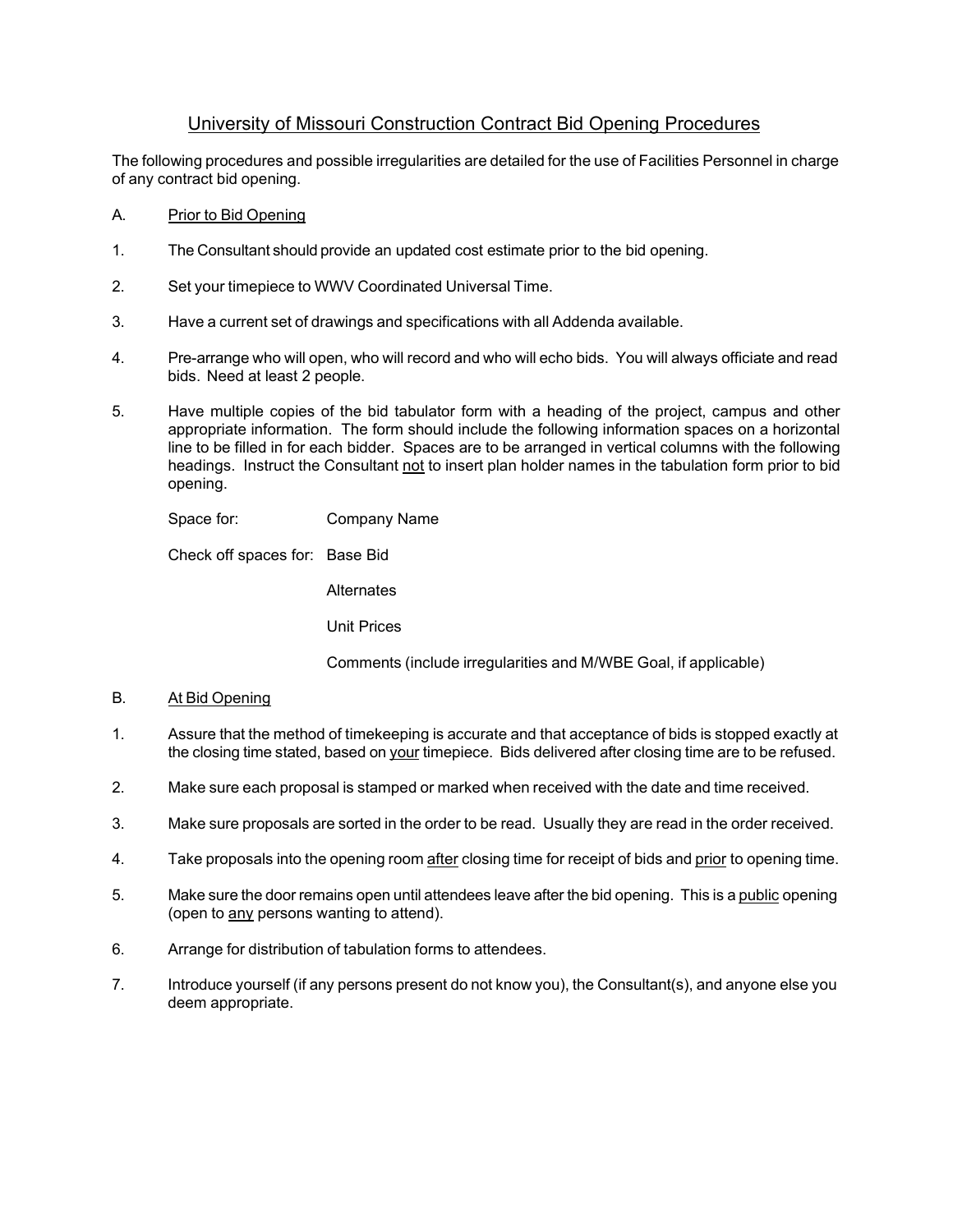# University of Missouri Construction Contract Bid Opening Procedures

The following procedures and possible irregularities are detailed for the use of Facilities Personnel in charge of any contract bid opening.

A. Prior to Bid Opening

1. The Consultant should provide an updated cost estimate prior to the bid opening.

2. Set your timepiece to WWV Coordinated Universal Time.

3. Have a current set of drawings and specifications with all Addenda available.

4. Pre-arrange who will open, who will record and who will echo bids. You will always officiate and read bids. Need at least 2 people.

5. Have multiple copies of the bid tabulator form with a heading of the project, campus and other appropriate information. The form should include the following information spaces on a horizontal line to be filled in for each bidder. Spaces are to be arranged in vertical columns with the following headings. Instruct the Consultant not to insert plan holder names in the tabulation form prior to bid opening.

   Space for: Company Name

   Check off spaces for: Base Bid

   Alternates

   Unit Prices

   Comments (include irregularities and M/WBE Goal, if applicable)

B. At Bid Opening

1. Assure that the method of timekeeping is accurate and that acceptance of bids is stopped exactly at the closing time stated, based on your timepiece. Bids delivered after closing time are to be refused.

2. Make sure each proposal is stamped or marked when received with the date and time received.

3. Make sure proposals are sorted in the order to be read. Usually they are read in the order received.

4. Take proposals into the opening room after closing time for receipt of bids and prior to opening time.

5. Make sure the door remains open until attendees leave after the bid opening. This is a public opening (open to any persons wanting to attend).

6. Arrange for distribution of tabulation forms to attendees.

7. Introduce yourself (if any persons present do not know you), the Consultant(s), and anyone else you deem appropriate.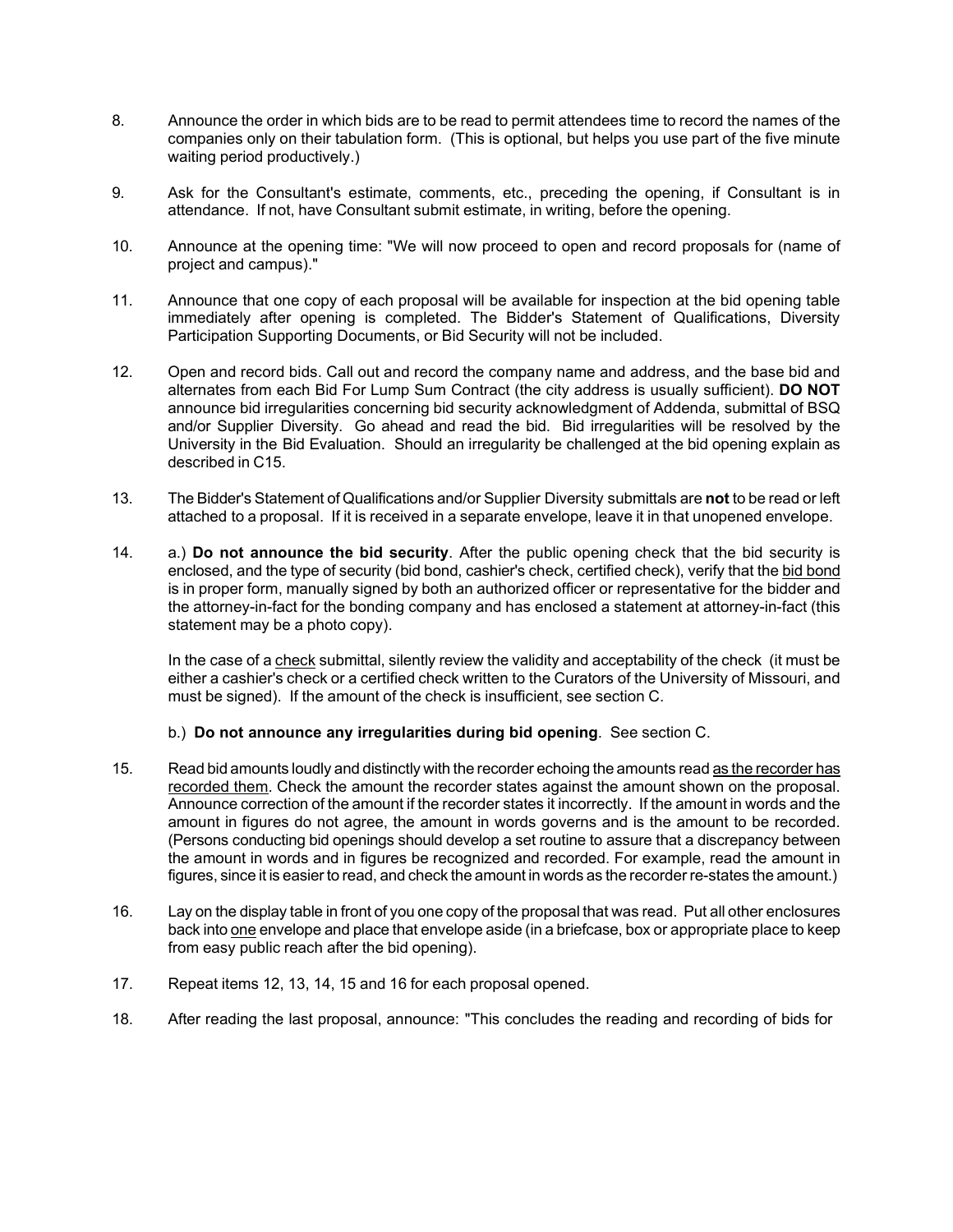8. Announce the order in which bids are to be read to permit attendees time to record the names of the companies only on their tabulation form. (This is optional, but helps you use part of the five minute waiting period productively.)

9. Ask for the Consultant's estimate, comments, etc., preceding the opening, if Consultant is in attendance. If not, have Consultant submit estimate, in writing, before the opening.

10. Announce at the opening time: "We will now proceed to open and record proposals for (name of project and campus)."

11. Announce that one copy of each proposal will be available for inspection at the bid opening table immediately after opening is completed. The Bidder's Statement of Qualifications, Diversity Participation Supporting Documents, or Bid Security will not be included.

12. Open and record bids. Call out and record the company name and address, and the base bid and alternates from each Bid For Lump Sum Contract (the city address is usually sufficient). **DO NOT** announce bid irregularities concerning bid security acknowledgment of Addenda, submittal of BSQ and/or Supplier Diversity. Go ahead and read the bid. Bid irregularities will be resolved by the University in the Bid Evaluation. Should an irregularity be challenged at the bid opening explain as described in C15.

13. The Bidder's Statement of Qualifications and/or Supplier Diversity submittals are **not** to be read or left attached to a proposal. If it is received in a separate envelope, leave it in that unopened envelope.

14. a.) **Do not announce the bid security**. After the public opening check that the bid security is enclosed, and the type of security (bid bond, cashier's check, certified check), verify that the bid bond is in proper form, manually signed by both an authorized officer or representative for the bidder and the attorney-in-fact for the bonding company and has enclosed a statement at attorney-in-fact (this statement may be a photo copy).

    In the case of a check submittal, silently review the validity and acceptability of the check (it must be either a cashier's check or a certified check written to the Curators of the University of Missouri, and must be signed). If the amount of the check is insufficient, see section C.

    b.) **Do not announce any irregularities during bid opening**. See section C.

15. Read bid amounts loudly and distinctly with the recorder echoing the amounts read as the recorder has recorded them. Check the amount the recorder states against the amount shown on the proposal. Announce correction of the amount if the recorder states it incorrectly. If the amount in words and the amount in figures do not agree, the amount in words governs and is the amount to be recorded. (Persons conducting bid openings should develop a set routine to assure that a discrepancy between the amount in words and in figures be recognized and recorded. For example, read the amount in figures, since it is easier to read, and check the amount in words as the recorder re-states the amount.)

16. Lay on the display table in front of you one copy of the proposal that was read. Put all other enclosures back into one envelope and place that envelope aside (in a briefcase, box or appropriate place to keep from easy public reach after the bid opening).

17. Repeat items 12, 13, 14, 15 and 16 for each proposal opened.

18. After reading the last proposal, announce: "This concludes the reading and recording of bids for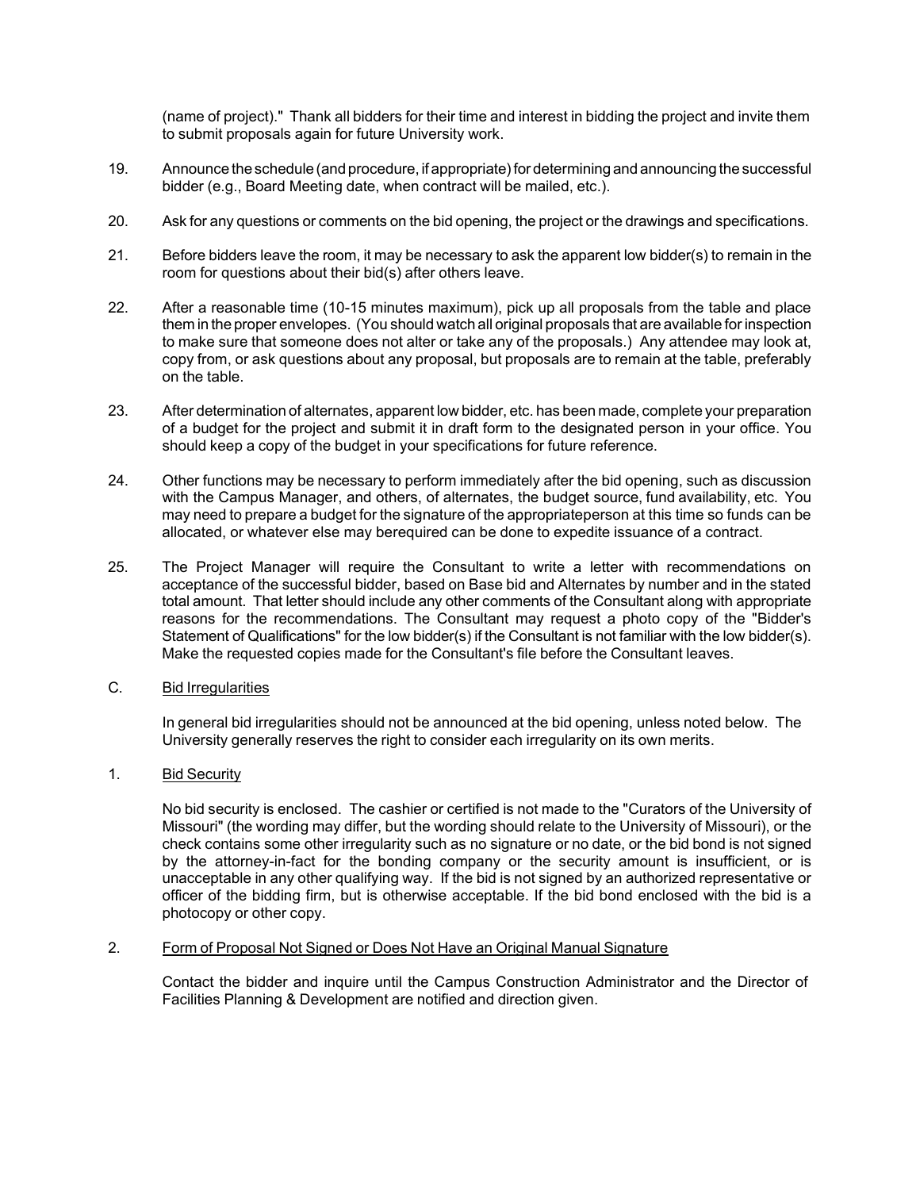(name of project)." Thank all bidders for their time and interest in bidding the project and invite them to submit proposals again for future University work.

19. Announce the schedule (and procedure, if appropriate) for determining and announcing the successful bidder (e.g., Board Meeting date, when contract will be mailed, etc.).

20. Ask for any questions or comments on the bid opening, the project or the drawings and specifications.

21. Before bidders leave the room, it may be necessary to ask the apparent low bidder(s) to remain in the room for questions about their bid(s) after others leave.

22. After a reasonable time (10-15 minutes maximum), pick up all proposals from the table and place them in the proper envelopes. (You should watch all original proposals that are available for inspection to make sure that someone does not alter or take any of the proposals.) Any attendee may look at, copy from, or ask questions about any proposal, but proposals are to remain at the table, preferably on the table.

23. After determination of alternates, apparent low bidder, etc. has been made, complete your preparation of a budget for the project and submit it in draft form to the designated person in your office. You should keep a copy of the budget in your specifications for future reference.

24. Other functions may be necessary to perform immediately after the bid opening, such as discussion with the Campus Manager, and others, of alternates, the budget source, fund availability, etc. You may need to prepare a budget for the signature of the appropriateperson at this time so funds can be allocated, or whatever else may berequired can be done to expedite issuance of a contract.

25. The Project Manager will require the Consultant to write a letter with recommendations on acceptance of the successful bidder, based on Base bid and Alternates by number and in the stated total amount. That letter should include any other comments of the Consultant along with appropriate reasons for the recommendations. The Consultant may request a photo copy of the "Bidder's Statement of Qualifications" for the low bidder(s) if the Consultant is not familiar with the low bidder(s). Make the requested copies made for the Consultant's file before the Consultant leaves.

C. <u>Bid Irregularities</u>

In general bid irregularities should not be announced at the bid opening, unless noted below. The University generally reserves the right to consider each irregularity on its own merits.

1. <u>Bid Security</u>

No bid security is enclosed. The cashier or certified is not made to the "Curators of the University of Missouri" (the wording may differ, but the wording should relate to the University of Missouri), or the check contains some other irregularity such as no signature or no date, or the bid bond is not signed by the attorney-in-fact for the bonding company or the security amount is insufficient, or is unacceptable in any other qualifying way. If the bid is not signed by an authorized representative or officer of the bidding firm, but is otherwise acceptable. If the bid bond enclosed with the bid is a photocopy or other copy.

2. <u>Form of Proposal Not Signed or Does Not Have an Original Manual Signature</u>

Contact the bidder and inquire until the Campus Construction Administrator and the Director of Facilities Planning & Development are notified and direction given.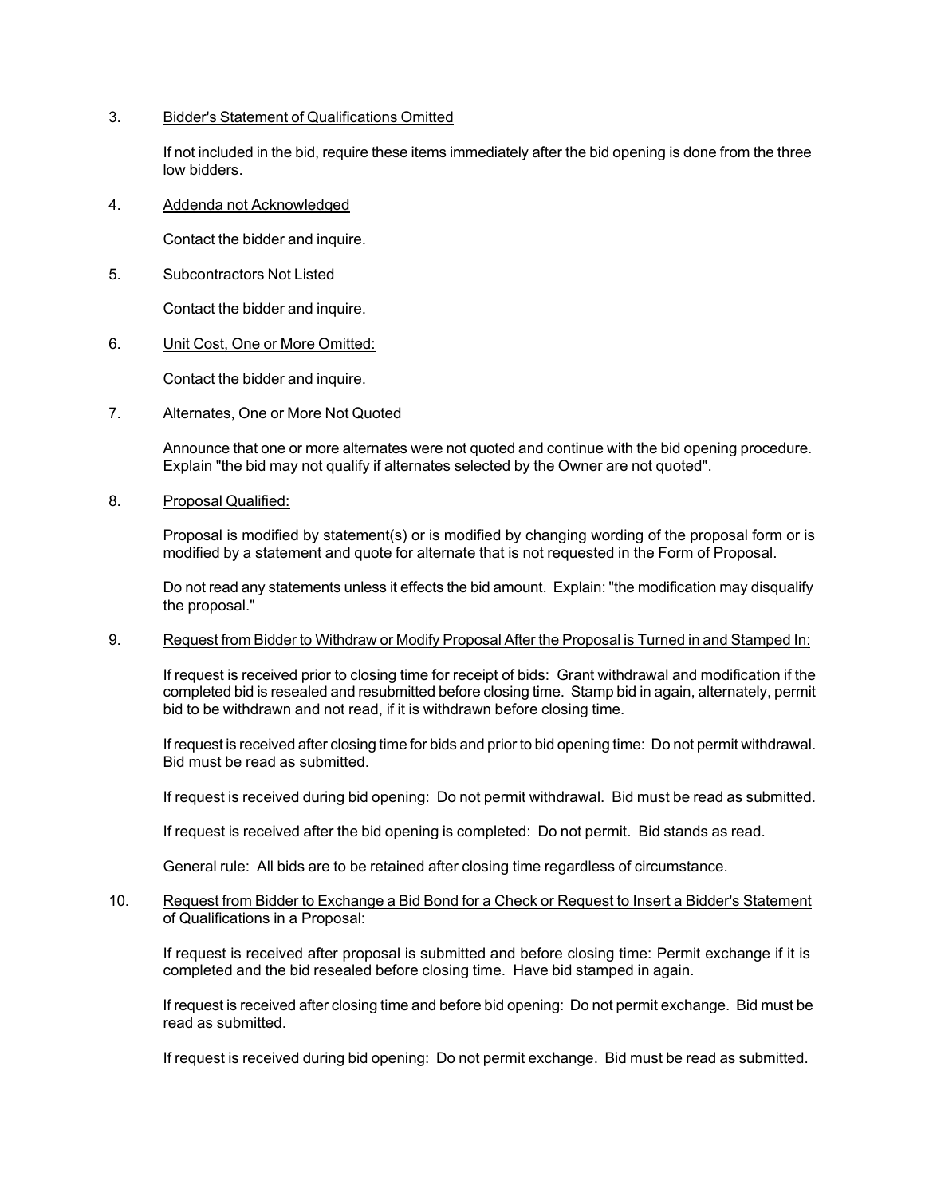3. <u>Bidder's Statement of Qualifications Omitted</u>

   If not included in the bid, require these items immediately after the bid opening is done from the three low bidders.

4. <u>Addenda not Acknowledged</u>

   Contact the bidder and inquire.

5. <u>Subcontractors Not Listed</u>

   Contact the bidder and inquire.

6. <u>Unit Cost, One or More Omitted:</u>

   Contact the bidder and inquire.

7. <u>Alternates, One or More Not Quoted</u>

   Announce that one or more alternates were not quoted and continue with the bid opening procedure. Explain "the bid may not qualify if alternates selected by the Owner are not quoted".

8. <u>Proposal Qualified:</u>

   Proposal is modified by statement(s) or is modified by changing wording of the proposal form or is modified by a statement and quote for alternate that is not requested in the Form of Proposal.

   Do not read any statements unless it effects the bid amount. Explain: "the modification may disqualify the proposal."

9. <u>Request from Bidder to Withdraw or Modify Proposal After the Proposal is Turned in and Stamped In:</u>

   If request is received prior to closing time for receipt of bids: Grant withdrawal and modification if the completed bid is resealed and resubmitted before closing time. Stamp bid in again, alternately, permit bid to be withdrawn and not read, if it is withdrawn before closing time.

   If request is received after closing time for bids and prior to bid opening time: Do not permit withdrawal. Bid must be read as submitted.

   If request is received during bid opening: Do not permit withdrawal. Bid must be read as submitted.

   If request is received after the bid opening is completed: Do not permit. Bid stands as read.

   General rule: All bids are to be retained after closing time regardless of circumstance.

10. <u>Request from Bidder to Exchange a Bid Bond for a Check or Request to Insert a Bidder's Statement of Qualifications in a Proposal:</u>

    If request is received after proposal is submitted and before closing time: Permit exchange if it is completed and the bid resealed before closing time. Have bid stamped in again.

    If request is received after closing time and before bid opening: Do not permit exchange. Bid must be read as submitted.

    If request is received during bid opening: Do not permit exchange. Bid must be read as submitted.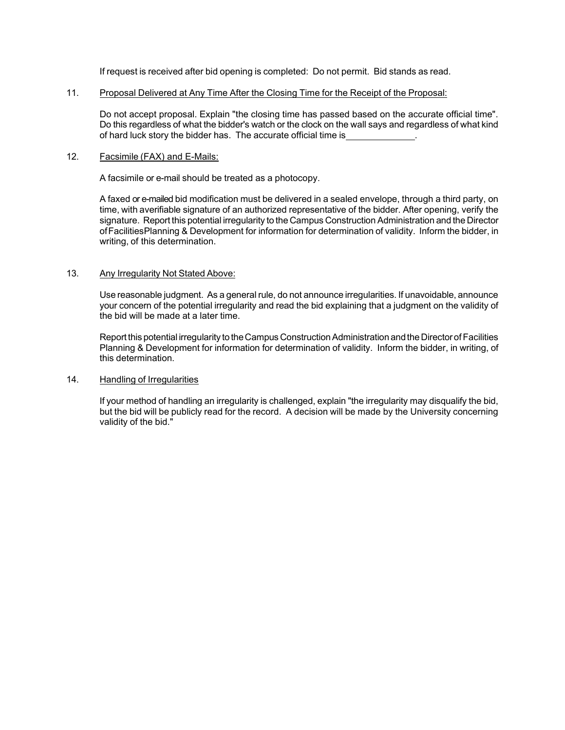If request is received after bid opening is completed: Do not permit. Bid stands as read.

11. Proposal Delivered at Any Time After the Closing Time for the Receipt of the Proposal:

    Do not accept proposal. Explain "the closing time has passed based on the accurate official time". Do this regardless of what the bidder's watch or the clock on the wall says and regardless of what kind of hard luck story the bidder has. The accurate official time is _____________.

12. Facsimile (FAX) and E-Mails:

    A facsimile or e-mail should be treated as a photocopy.

    A faxed or e-mailed bid modification must be delivered in a sealed envelope, through a third party, on time, with averifiable signature of an authorized representative of the bidder. After opening, verify the signature. Report this potential irregularity to the Campus Construction Administration and the Director of FacilitiesPlanning & Development for information for determination of validity. Inform the bidder, in writing, of this determination.

13. Any Irregularity Not Stated Above:

    Use reasonable judgment. As a general rule, do not announce irregularities. If unavoidable, announce your concern of the potential irregularity and read the bid explaining that a judgment on the validity of the bid will be made at a later time.

    Report this potential irregularity to the Campus Construction Administration and the Director of Facilities Planning & Development for information for determination of validity. Inform the bidder, in writing, of this determination.

14. Handling of Irregularities

    If your method of handling an irregularity is challenged, explain "the irregularity may disqualify the bid, but the bid will be publicly read for the record. A decision will be made by the University concerning validity of the bid."